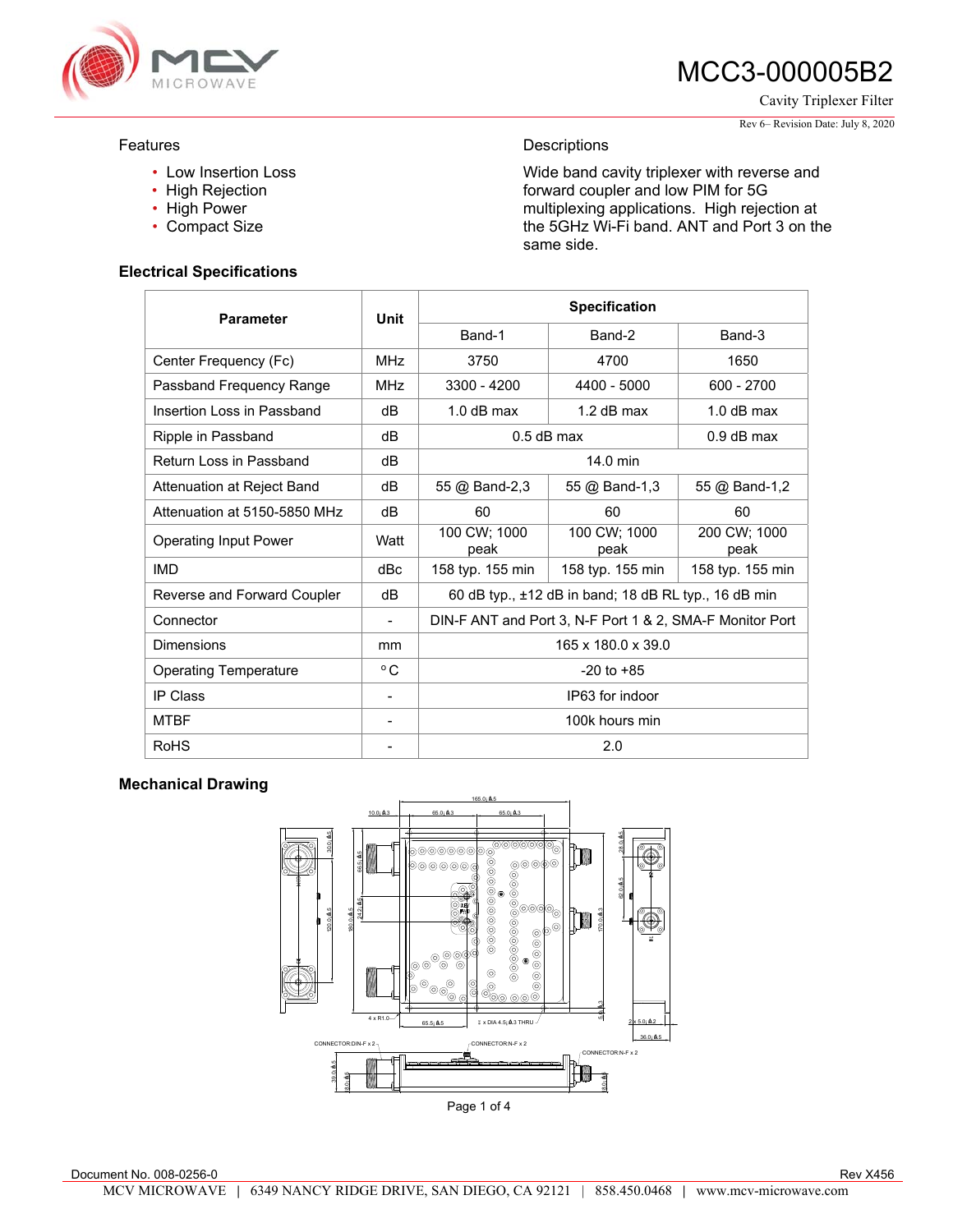MCC3-000005B2

Cavity Triplexer Filter

Rev 6– Revision Date: July 8, 2020

## Features

- Low Insertion Loss
- High Rejection
- High Power
- Compact Size

## Descriptions

Wide band cavity triplexer with reverse and forward coupler and low PIM for 5G multiplexing applications. High rejection at the 5GHz Wi-Fi band. ANT and Port 3 on the same side.

### Electrical Specifications

| Parameter | Unit | Specification | | |
|---|---|---|---|---|
| | | Band-1 | Band-2 | Band-3 |
| Center Frequency (Fc) | MHz | 3750 | 4700 | 1650 |
| Passband Frequency Range | MHz | 3300 - 4200 | 4400 - 5000 | 600 - 2700 |
| Insertion Loss in Passband | dB | 1.0 dB max | 1.2 dB max | 1.0 dB max |
| Ripple in Passband | dB | 0.5 dB max | | 0.9 dB max |
| Return Loss in Passband | dB | 14.0 min | | |
| Attenuation at Reject Band | dB | 55 @ Band-2,3 | 55 @ Band-1,3 | 55 @ Band-1,2 |
| Attenuation at 5150-5850 MHz | dB | 60 | 60 | 60 |
| Operating Input Power | Watt | 100 CW; 1000 peak | 100 CW; 1000 peak | 200 CW; 1000 peak |
| IMD | dBc | 158 typ. 155 min | 158 typ. 155 min | 158 typ. 155 min |
| Reverse and Forward Coupler | dB | 60 dB typ., ±12 dB in band; 18 dB RL typ., 16 dB min | | |
| Connector | - | DIN-F ANT and Port 3, N-F Port 1 & 2, SMA-F Monitor Port | | |
| Dimensions | mm | 165 x 180.0 x 39.0 | | |
| Operating Temperature | °C | -20 to +85 | | |
| IP Class | - | IP63 for indoor | | |
| MTBF | - | 100k hours min | | |
| RoHS | - | 2.0 | | |

### Mechanical Drawing

Document No. 008-0256-0

Rev X456

MCV MICROWAVE | 6349 NANCY RIDGE DRIVE, SAN DIEGO, CA 92121 | 858.450.0468 | www.mcv-microwave.com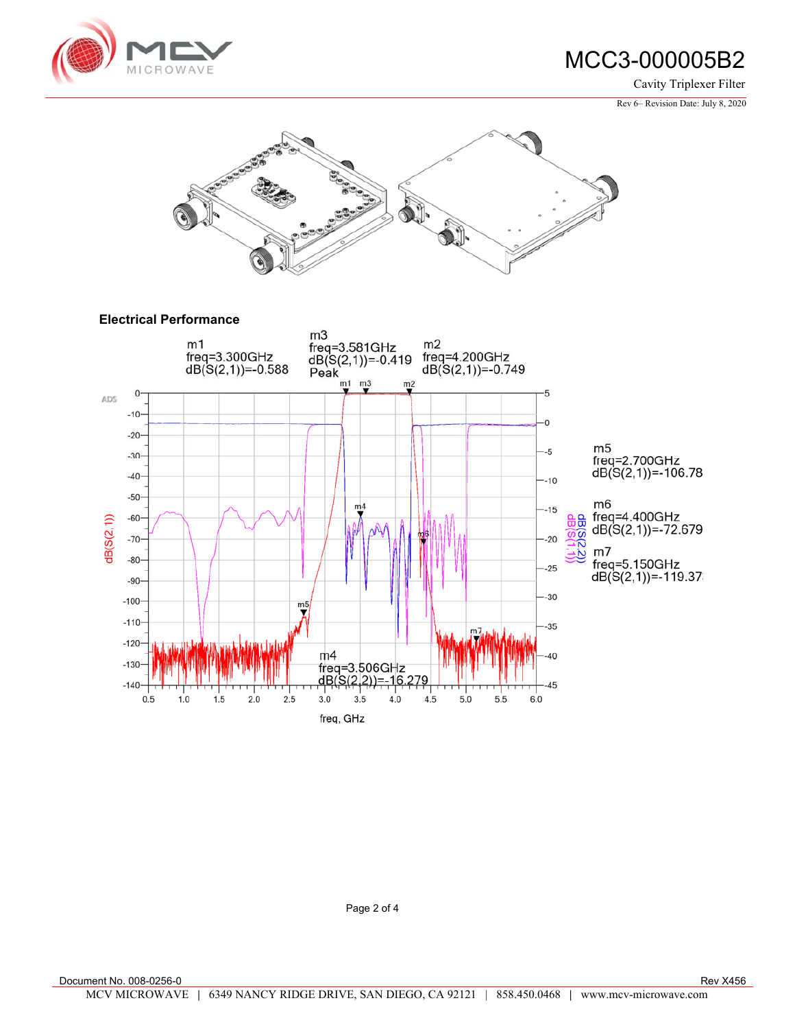## Electrical Performance

m1
freq=3.300GHz
dB(S(2,1))=-0.588

m3
freq=3.581GHz
dB(S(2,1))=-0.419
Peak

m2
freq=4.200GHz
dB(S(2,1))=-0.749

m5
freq=2.700GHz
dB(S(2,1))=-106.78

m6
freq=4.400GHz
dB(S(2,1))=-72.679

m7
freq=5.150GHz
dB(S(2,1))=-119.37

m4
freq=3.506GHz
dB(S(2,2))=-16.279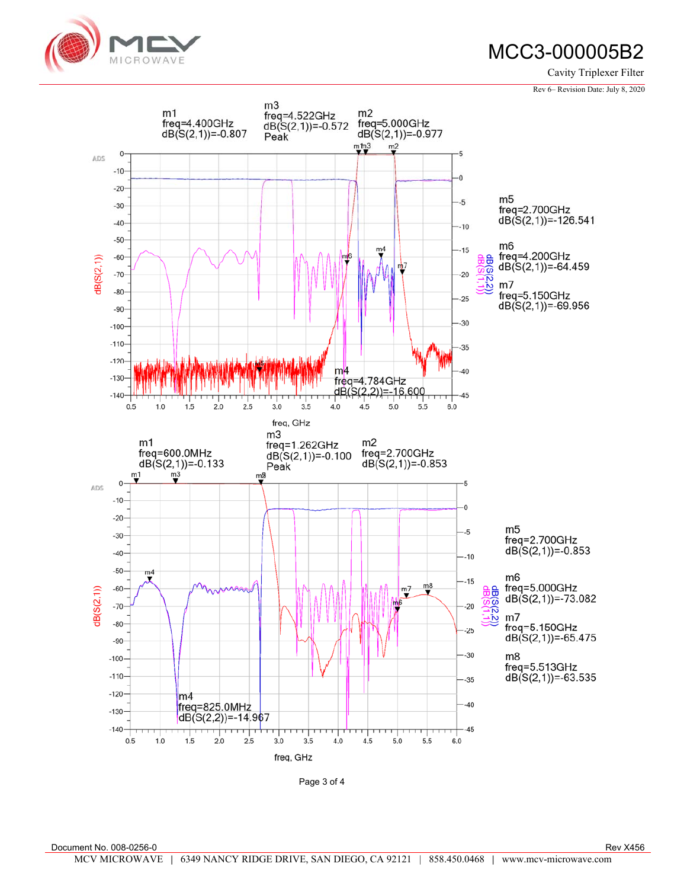# MCC3-000005B2

Cavity Triplexer Filter

Rev 6– Revision Date: July 8, 2020

m1
freq=4.400GHz
dB(S(2,1))=-0.807

m3
freq=4.522GHz
dB(S(2,1))=-0.572
Peak

m2
freq=5.000GHz
dB(S(2,1))=-0.977

m4
freq=4.784GHz
dB(S(2,2))=-16.600

m5
freq=2.700GHz
dB(S(2,1))=-126.541

m6
freq=4.200GHz
dB(S(2,1))=-64.459

m7
freq=5.150GHz
dB(S(2,1))=-69.956

m1
freq=600.0MHz
dB(S(2,1))=-0.133

m3
freq=1.262GHz
dB(S(2,1))=-0.100
Peak

m2
freq=2.700GHz
dB(S(2,1))=-0.853

m4
freq=825.0MHz
dB(S(2,2))=-14.967

m5
freq=2.700GHz
dB(S(2,1))=-0.853

m6
freq=5.000GHz
dB(S(2,1))=-73.082

m7
freq=5.150GHz
dB(S(2,1))=-65.475

m8
freq=5.513GHz
dB(S(2,1))=-63.535

Document No. 008-0256-0 Rev X456

MCV MICROWAVE | 6349 NANCY RIDGE DRIVE, SAN DIEGO, CA 92121 | 858.450.0468 | www.mcv-microwave.com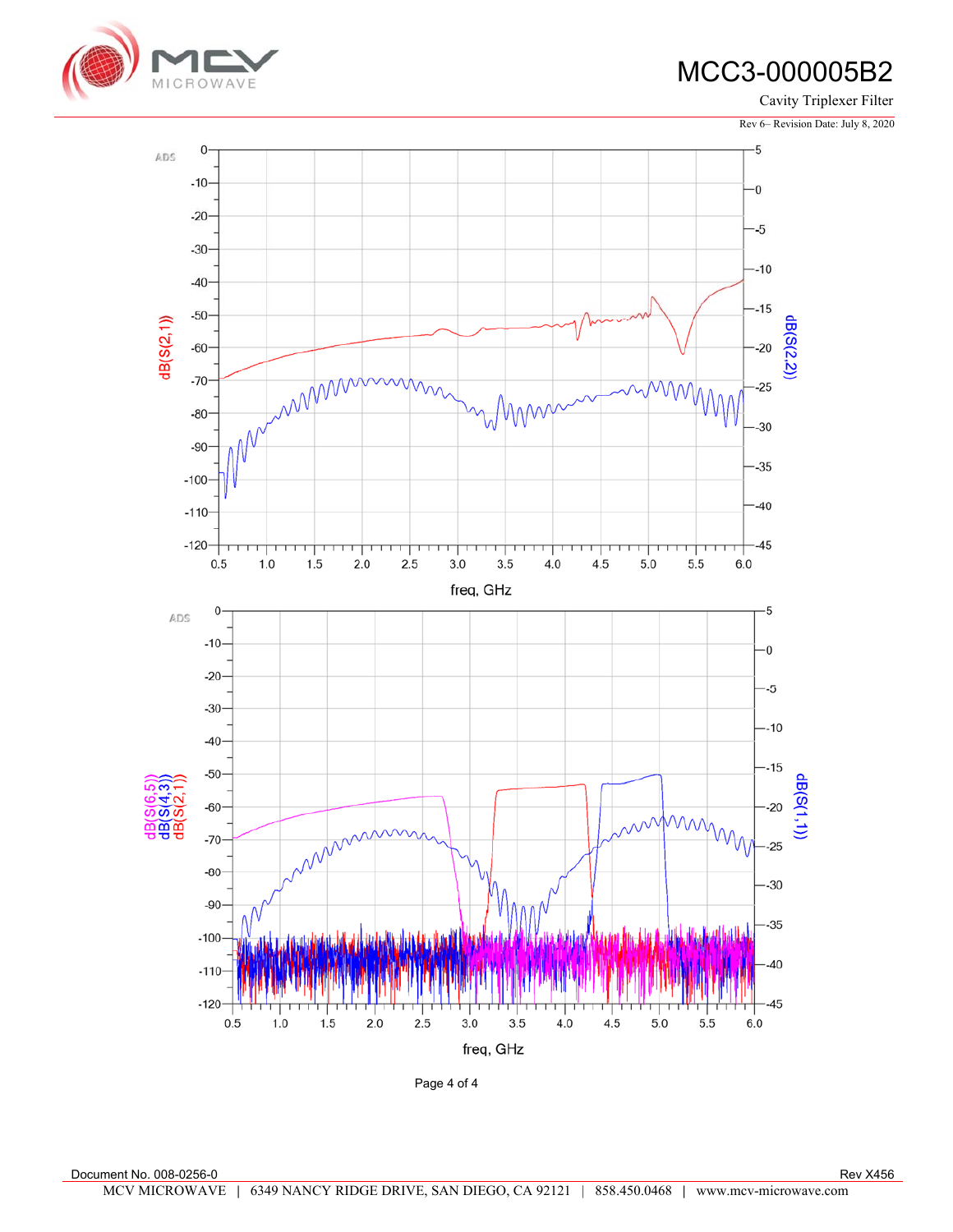# MCC3-000005B2

Cavity Triplexer Filter

Rev 6– Revision Date: July 8, 2020

ADS

0
-10
-20
-30
-40
-50
-60
-70
-80
-90
-100
-110
-120

dB(S(2,1))

5
0
-5
-10
-15
-20
-25
-30
-35
-40
-45

dB(S(2,2))

0.5 1.0 1.5 2.0 2.5 3.0 3.5 4.0 4.5 5.0 5.5 6.0

freq, GHz

ADS

0
-10
-20
-30
-40
-50
-60
-70
-80
-90
-100
-110
-120

dB(S(6,5))
dB(S(4,3))
dB(S(2,1))

5
0
-5
-10
-15
-20
-25
-30
-35
-40
-45

dB(S(1,1))

0.5 1.0 1.5 2.0 2.5 3.0 3.5 4.0 4.5 5.0 5.5 6.0

freq, GHz